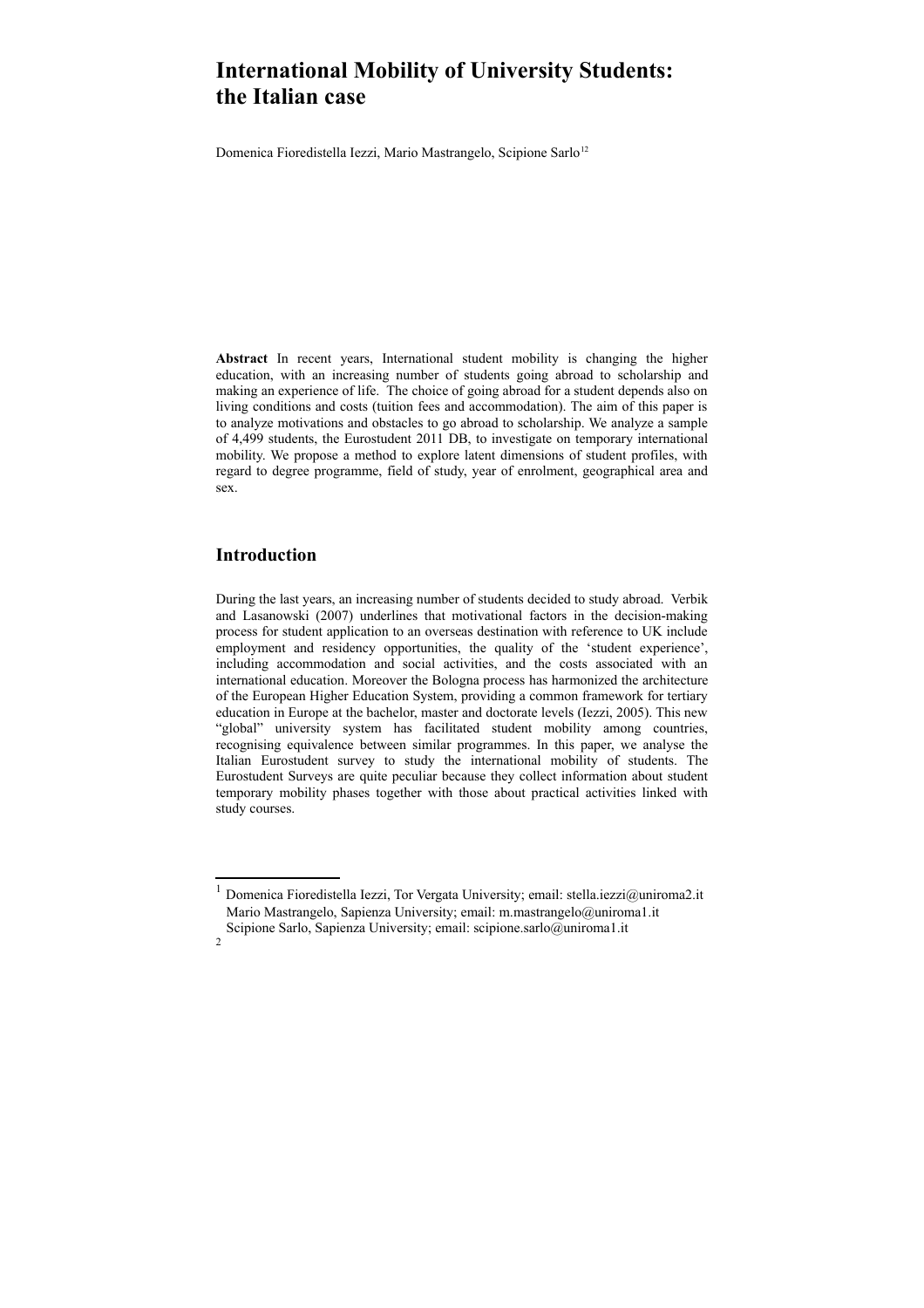# International Mobility of University Students: the Italian case

Domenica Fioredistella Iezzi, Mario Mastrangelo, Scipione Sarlo[1,2]

**Abstract** In recent years, International student mobility is changing the higher education, with an increasing number of students going abroad to scholarship and making an experience of life. The choice of going abroad for a student depends also on living conditions and costs (tuition fees and accommodation). The aim of this paper is to analyze motivations and obstacles to go abroad to scholarship. We analyze a sample of 4,499 students, the Eurostudent 2011 DB, to investigate on temporary international mobility. We propose a method to explore latent dimensions of student profiles, with regard to degree programme, field of study, year of enrolment, geographical area and sex.

## Introduction

During the last years, an increasing number of students decided to study abroad. Verbik and Lasanowski (2007) underlines that motivational factors in the decision-making process for student application to an overseas destination with reference to UK include employment and residency opportunities, the quality of the 'student experience', including accommodation and social activities, and the costs associated with an international education. Moreover the Bologna process has harmonized the architecture of the European Higher Education System, providing a common framework for tertiary education in Europe at the bachelor, master and doctorate levels (Iezzi, 2005). This new "global" university system has facilitated student mobility among countries, recognising equivalence between similar programmes. In this paper, we analyse the Italian Eurostudent survey to study the international mobility of students. The Eurostudent Surveys are quite peculiar because they collect information about student temporary mobility phases together with those about practical activities linked with study courses.

---

[1] Domenica Fioredistella Iezzi, Tor Vergata University; email: stella.iezzi@uniroma2.it
Mario Mastrangelo, Sapienza University; email: m.mastrangelo@uniroma1.it
Scipione Sarlo, Sapienza University; email: scipione.sarlo@uniroma1.it

[2]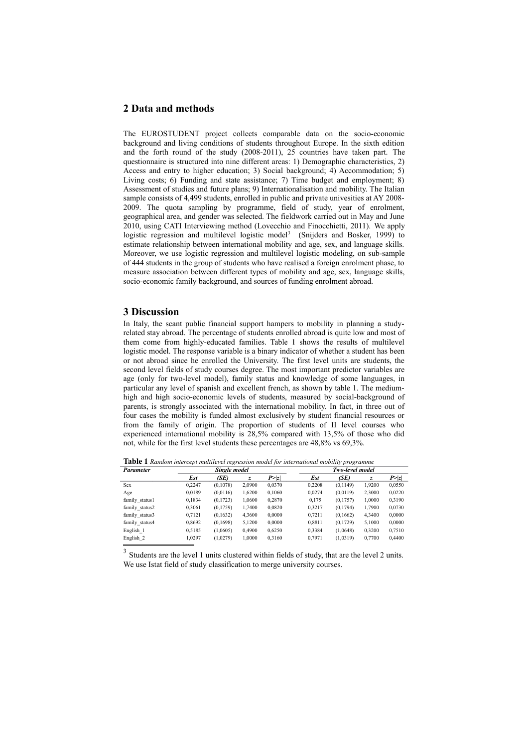## 2 Data and methods

The EUROSTUDENT project collects comparable data on the socio-economic background and living conditions of students throughout Europe. In the sixth edition and the forth round of the study (2008-2011), 25 countries have taken part. The questionnaire is structured into nine different areas: 1) Demographic characteristics, 2) Access and entry to higher education; 3) Social background; 4) Accommodation; 5) Living costs; 6) Funding and state assistance; 7) Time budget and employment; 8) Assessment of studies and future plans; 9) Internationalisation and mobility. The Italian sample consists of 4,499 students, enrolled in public and private univesities at AY 2008-2009. The quota sampling by programme, field of study, year of enrolment, geographical area, and gender was selected. The fieldwork carried out in May and June 2010, using CATI Interviewing method (Lovecchio and Finocchietti, 2011). We apply logistic regression and multilevel logistic model[3] (Snijders and Bosker, 1999) to estimate relationship between international mobility and age, sex, and language skills. Moreover, we use logistic regression and multilevel logistic modeling, on sub-sample of 444 students in the group of students who have realised a foreign enrolment phase, to measure association between different types of mobility and age, sex, language skills, socio-economic family background, and sources of funding enrolment abroad.

## 3 Discussion

In Italy, the scant public financial support hampers to mobility in planning a study-related stay abroad. The percentage of students enrolled abroad is quite low and most of them come from highly-educated families. Table 1 shows the results of multilevel logistic model. The response variable is a binary indicator of whether a student has been or not abroad since he enrolled the University. The first level units are students, the second level fields of study courses degree. The most important predictor variables are age (only for two-level model), family status and knowledge of some languages, in particular any level of spanish and excellent french, as shown by table 1. The medium-high and high socio-economic levels of students, measured by social-background of parents, is strongly associated with the international mobility. In fact, in three out of four cases the mobility is funded almost exclusively by student financial resources or from the family of origin. The proportion of students of II level courses who experienced international mobility is 28,5% compared with 13,5% of those who did not, while for the first level students these percentages are 48,8% vs 69,3%.

**Table 1** *Random intercept multilevel regression model for international mobility programme*

| *Parameter* | *Single model* | | | | *Two-level model* | | | |
|---|---|---|---|---|---|---|---|---|
| | *Est* | *(SE)* | *z* | *P>\|z\|* | *Est* | *(SE)* | *z* | *P>\|z\|* |
| Sex | 0,2247 | (0,1078) | 2,0900 | 0,0370 | 0,2208 | (0,1149) | 1,9200 | 0,0550 |
| Age | 0,0189 | (0,0116) | 1,6200 | 0,1060 | 0,0274 | (0,0119) | 2,3000 | 0,0220 |
| family_status1 | 0,1834 | (0,1723) | 1,0600 | 0,2870 | 0,175 | (0,1757) | 1,0000 | 0,3190 |
| family_status2 | 0,3061 | (0,1759) | 1,7400 | 0,0820 | 0,3217 | (0,1794) | 1,7900 | 0,0730 |
| family_status3 | 0,7121 | (0,1632) | 4,3600 | 0,0000 | 0,7211 | (0,1662) | 4,3400 | 0,0000 |
| family_status4 | 0,8692 | (0,1698) | 5,1200 | 0,0000 | 0,8811 | (0,1729) | 5,1000 | 0,0000 |
| English_1 | 0,5185 | (1,0605) | 0,4900 | 0,6250 | 0,3384 | (1,0648) | 0,3200 | 0,7510 |
| English_2 | 1,0297 | (1,0279) | 1,0000 | 0,3160 | 0,7971 | (1,0319) | 0,7700 | 0,4400 |

[3] Students are the level 1 units clustered within fields of study, that are the level 2 units. We use Istat field of study classification to merge university courses.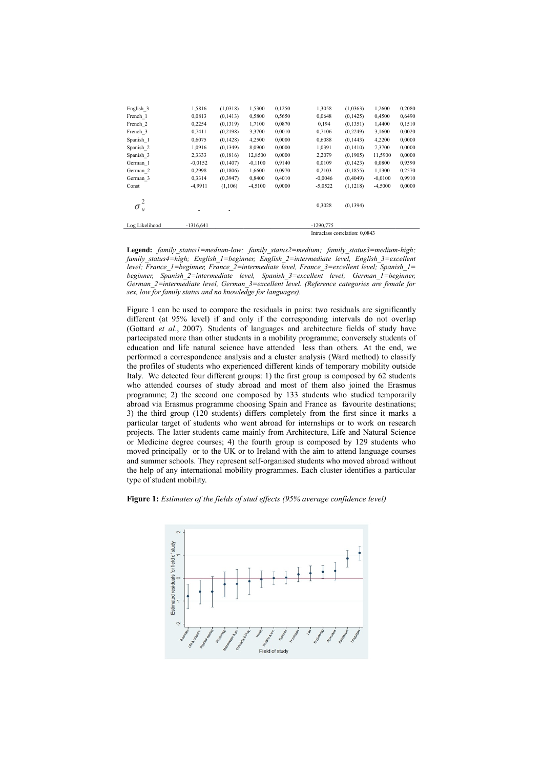| | | | | | | | | |
|---|---|---|---|---|---|---|---|---|
| English_3 | 1,5816 | (1,0318) | 1,5300 | 0,1250 | 1,3058 | (1,0363) | 1,2600 | 0,2080 |
| French_1 | 0,0813 | (0,1413) | 0,5800 | 0,5650 | 0,0648 | (0,1425) | 0,4500 | 0,6490 |
| French_2 | 0,2254 | (0,1319) | 1,7100 | 0,0870 | 0,194 | (0,1351) | 1,4400 | 0,1510 |
| French_3 | 0,7411 | (0,2198) | 3,3700 | 0,0010 | 0,7106 | (0,2249) | 3,1600 | 0,0020 |
| Spanish_1 | 0,6075 | (0,1428) | 4,2500 | 0,0000 | 0,6088 | (0,1443) | 4,2200 | 0,0000 |
| Spanish_2 | 1,0916 | (0,1349) | 8,0900 | 0,0000 | 1,0391 | (0,1410) | 7,3700 | 0,0000 |
| Spanish_3 | 2,3333 | (0,1816) | 12,8500 | 0,0000 | 2,2079 | (0,1905) | 11,5900 | 0,0000 |
| German_1 | -0,0152 | (0,1407) | -0,1100 | 0,9140 | 0,0109 | (0,1423) | 0,0800 | 0,9390 |
| German_2 | 0,2998 | (0,1806) | 1,6600 | 0,0970 | 0,2103 | (0,1855) | 1,1300 | 0,2570 |
| German_3 | 0,3314 | (0,3947) | 0,8400 | 0,4010 | -0,0046 | (0,4049) | -0,0100 | 0,9910 |
| Const | -4,9911 | (1,106) | -4,5100 | 0,0000 | -5,0522 | (1,1218) | -4,5000 | 0,0000 |
| $\sigma_u^2$ | - | - | | | 0,3028 | (0,1394) | | |
| Log Likelihood | -1316,641 | | | | -1290,775 | | | |
| | | | | | Intraclass correlation: 0,0843 | | | |

**Legend:** *family_status1=medium-low; family_status2=medium; family_status3=medium-high; family_status4=high; English_1=beginner, English_2=intermediate level, English_3=excellent level; France_1=beginner, France_2=intermediate level, France_3=excellent level; Spanish_1= beginner, Spanish_2=intermediate level, Spanish_3=excellent level; German_1=beginner, German_2=intermediate level, German_3=excellent level. (Reference categories are female for sex, low for family status and no knowledge for languages).*

Figure 1 can be used to compare the residuals in pairs: two residuals are significantly different (at 95% level) if and only if the corresponding intervals do not overlap (Gottard *et al*., 2007). Students of languages and architecture fields of study have partecipated more than other students in a mobility programme; conversely students of education and life natural science have attended less than others. At the end, we performed a correspondence analysis and a cluster analysis (Ward method) to classify the profiles of students who experienced different kinds of temporary mobility outside Italy. We detected four different groups: 1) the first group is composed by 62 students who attended courses of study abroad and most of them also joined the Erasmus programme; 2) the second one composed by 133 students who studied temporarily abroad via Erasmus programme choosing Spain and France as favourite destinations; 3) the third group (120 students) differs completely from the first since it marks a particular target of students who went abroad for internships or to work on research projects. The latter students came mainly from Architecture, Life and Natural Science or Medicine degree courses; 4) the fourth group is composed by 129 students who moved principally or to the UK or to Ireland with the aim to attend language courses and summer schools. They represent self-organised students who moved abroad without the help of any international mobility programmes. Each cluster identifies a particular type of student mobility.

**Figure 1:** *Estimates of the fields of stud effects (95% average confidence level)*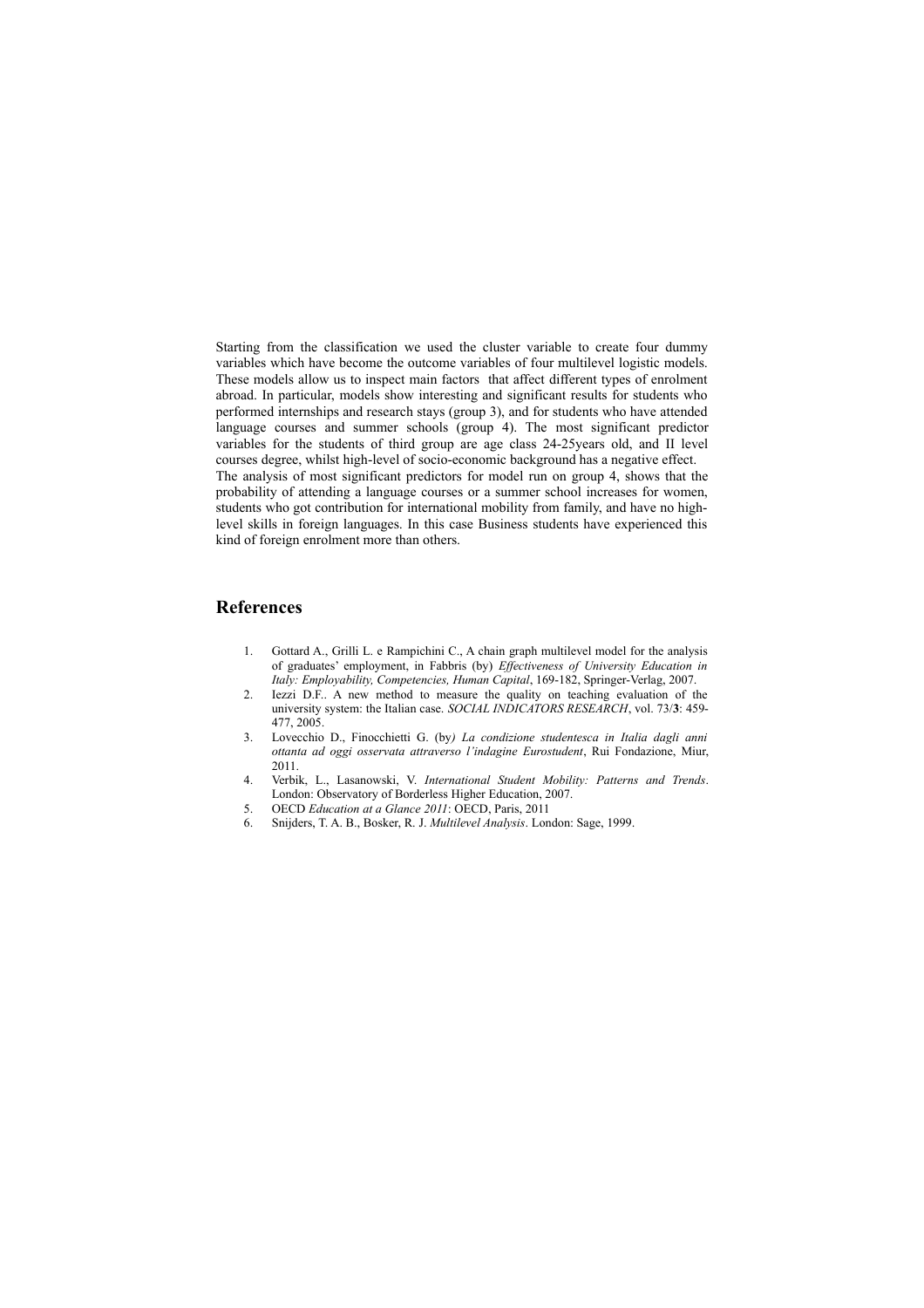Starting from the classification we used the cluster variable to create four dummy variables which have become the outcome variables of four multilevel logistic models. These models allow us to inspect main factors that affect different types of enrolment abroad. In particular, models show interesting and significant results for students who performed internships and research stays (group 3), and for students who have attended language courses and summer schools (group 4). The most significant predictor variables for the students of third group are age class 24-25years old, and II level courses degree, whilst high-level of socio-economic background has a negative effect. The analysis of most significant predictors for model run on group 4, shows that the probability of attending a language courses or a summer school increases for women, students who got contribution for international mobility from family, and have no high-level skills in foreign languages. In this case Business students have experienced this kind of foreign enrolment more than others.

## References

1. Gottard A., Grilli L. e Rampichini C., A chain graph multilevel model for the analysis of graduates' employment, in Fabbris (by) *Effectiveness of University Education in Italy: Employability, Competencies, Human Capital*, 169-182, Springer-Verlag, 2007.
2. Iezzi D.F.. A new method to measure the quality on teaching evaluation of the university system: the Italian case. *SOCIAL INDICATORS RESEARCH*, vol. 73/**3**: 459-477, 2005.
3. Lovecchio D., Finocchietti G. (by*) La condizione studentesca in Italia dagli anni ottanta ad oggi osservata attraverso l'indagine Eurostudent*, Rui Fondazione, Miur, 2011.
4. Verbik, L., Lasanowski, V. *International Student Mobility: Patterns and Trends*. London: Observatory of Borderless Higher Education, 2007.
5. OECD *Education at a Glance 2011*: OECD, Paris, 2011
6. Snijders, T. A. B., Bosker, R. J. *Multilevel Analysis*. London: Sage, 1999.